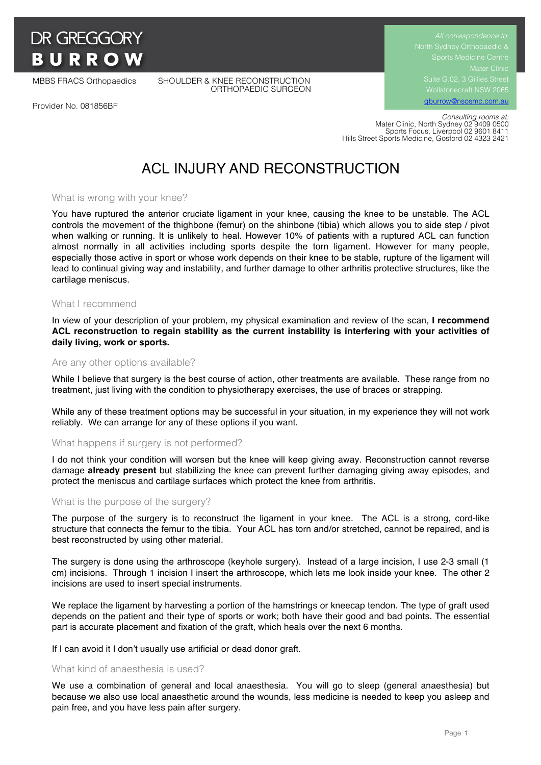# DR GREGGORY BURROW

MBBS FRACS Orthopaedics

SHOULDER & KNEE RECONSTRUCTION ORTHOPAEDIC SURGEON

Provider No. 081856BF

*All correspondence to:*
North Sydney Orthopaedic & Sports Medicine Centre
Mater Clinic
Suite G.02, 3 Gillies Street
Wollstonecraft NSW 2065
gburrow@nsosmc.com.au

*Consulting rooms at:*
Mater Clinic, North Sydney 02 9409 0500
Sports Focus, Liverpool 02 9601 8411
Hills Street Sports Medicine, Gosford 02 4323 2421

# ACL INJURY AND RECONSTRUCTION

## What is wrong with your knee?

You have ruptured the anterior cruciate ligament in your knee, causing the knee to be unstable. The ACL controls the movement of the thighbone (femur) on the shinbone (tibia) which allows you to side step / pivot when walking or running. It is unlikely to heal. However 10% of patients with a ruptured ACL can function almost normally in all activities including sports despite the torn ligament. However for many people, especially those active in sport or whose work depends on their knee to be stable, rupture of the ligament will lead to continual giving way and instability, and further damage to other arthritis protective structures, like the cartilage meniscus.

## What I recommend

In view of your description of your problem, my physical examination and review of the scan, **I recommend ACL reconstruction to regain stability as the current instability is interfering with your activities of daily living, work or sports.**

## Are any other options available?

While I believe that surgery is the best course of action, other treatments are available. These range from no treatment, just living with the condition to physiotherapy exercises, the use of braces or strapping.

While any of these treatment options may be successful in your situation, in my experience they will not work reliably. We can arrange for any of these options if you want.

## What happens if surgery is not performed?

I do not think your condition will worsen but the knee will keep giving away. Reconstruction cannot reverse damage **already present** but stabilizing the knee can prevent further damaging giving away episodes, and protect the meniscus and cartilage surfaces which protect the knee from arthritis.

## What is the purpose of the surgery?

The purpose of the surgery is to reconstruct the ligament in your knee. The ACL is a strong, cord-like structure that connects the femur to the tibia. Your ACL has torn and/or stretched, cannot be repaired, and is best reconstructed by using other material.

The surgery is done using the arthroscope (keyhole surgery). Instead of a large incision, I use 2-3 small (1 cm) incisions. Through 1 incision I insert the arthroscope, which lets me look inside your knee. The other 2 incisions are used to insert special instruments.

We replace the ligament by harvesting a portion of the hamstrings or kneecap tendon. The type of graft used depends on the patient and their type of sports or work; both have their good and bad points. The essential part is accurate placement and fixation of the graft, which heals over the next 6 months.

If I can avoid it I don't usually use artificial or dead donor graft.

## What kind of anaesthesia is used?

We use a combination of general and local anaesthesia. You will go to sleep (general anaesthesia) but because we also use local anaesthetic around the wounds, less medicine is needed to keep you asleep and pain free, and you have less pain after surgery.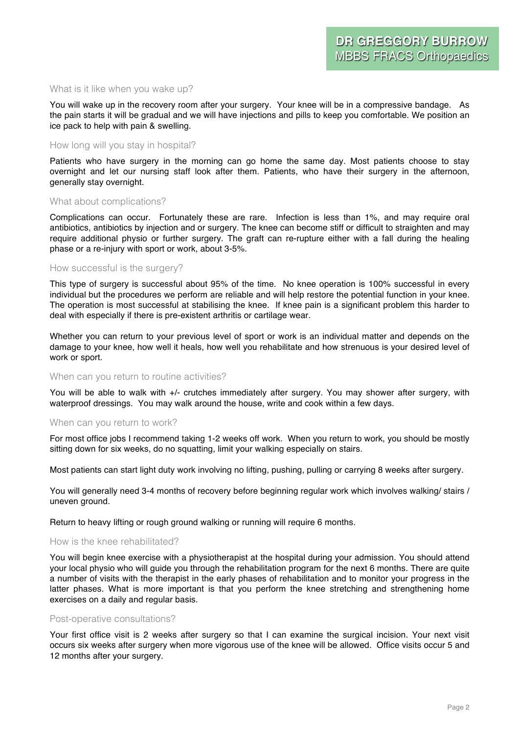## What is it like when you wake up?

You will wake up in the recovery room after your surgery. Your knee will be in a compressive bandage. As the pain starts it will be gradual and we will have injections and pills to keep you comfortable. We position an ice pack to help with pain & swelling.

## How long will you stay in hospital?

Patients who have surgery in the morning can go home the same day. Most patients choose to stay overnight and let our nursing staff look after them. Patients, who have their surgery in the afternoon, generally stay overnight.

## What about complications?

Complications can occur. Fortunately these are rare. Infection is less than 1%, and may require oral antibiotics, antibiotics by injection and or surgery. The knee can become stiff or difficult to straighten and may require additional physio or further surgery. The graft can re-rupture either with a fall during the healing phase or a re-injury with sport or work, about 3-5%.

## How successful is the surgery?

This type of surgery is successful about 95% of the time. No knee operation is 100% successful in every individual but the procedures we perform are reliable and will help restore the potential function in your knee. The operation is most successful at stabilising the knee. If knee pain is a significant problem this harder to deal with especially if there is pre-existent arthritis or cartilage wear.

Whether you can return to your previous level of sport or work is an individual matter and depends on the damage to your knee, how well it heals, how well you rehabilitate and how strenuous is your desired level of work or sport.

## When can you return to routine activities?

You will be able to walk with +/- crutches immediately after surgery. You may shower after surgery, with waterproof dressings. You may walk around the house, write and cook within a few days.

## When can you return to work?

For most office jobs I recommend taking 1-2 weeks off work. When you return to work, you should be mostly sitting down for six weeks, do no squatting, limit your walking especially on stairs.

Most patients can start light duty work involving no lifting, pushing, pulling or carrying 8 weeks after surgery.

You will generally need 3-4 months of recovery before beginning regular work which involves walking/ stairs / uneven ground.

Return to heavy lifting or rough ground walking or running will require 6 months.

## How is the knee rehabilitated?

You will begin knee exercise with a physiotherapist at the hospital during your admission. You should attend your local physio who will guide you through the rehabilitation program for the next 6 months. There are quite a number of visits with the therapist in the early phases of rehabilitation and to monitor your progress in the latter phases. What is more important is that you perform the knee stretching and strengthening home exercises on a daily and regular basis.

## Post-operative consultations?

Your first office visit is 2 weeks after surgery so that I can examine the surgical incision. Your next visit occurs six weeks after surgery when more vigorous use of the knee will be allowed. Office visits occur 5 and 12 months after your surgery.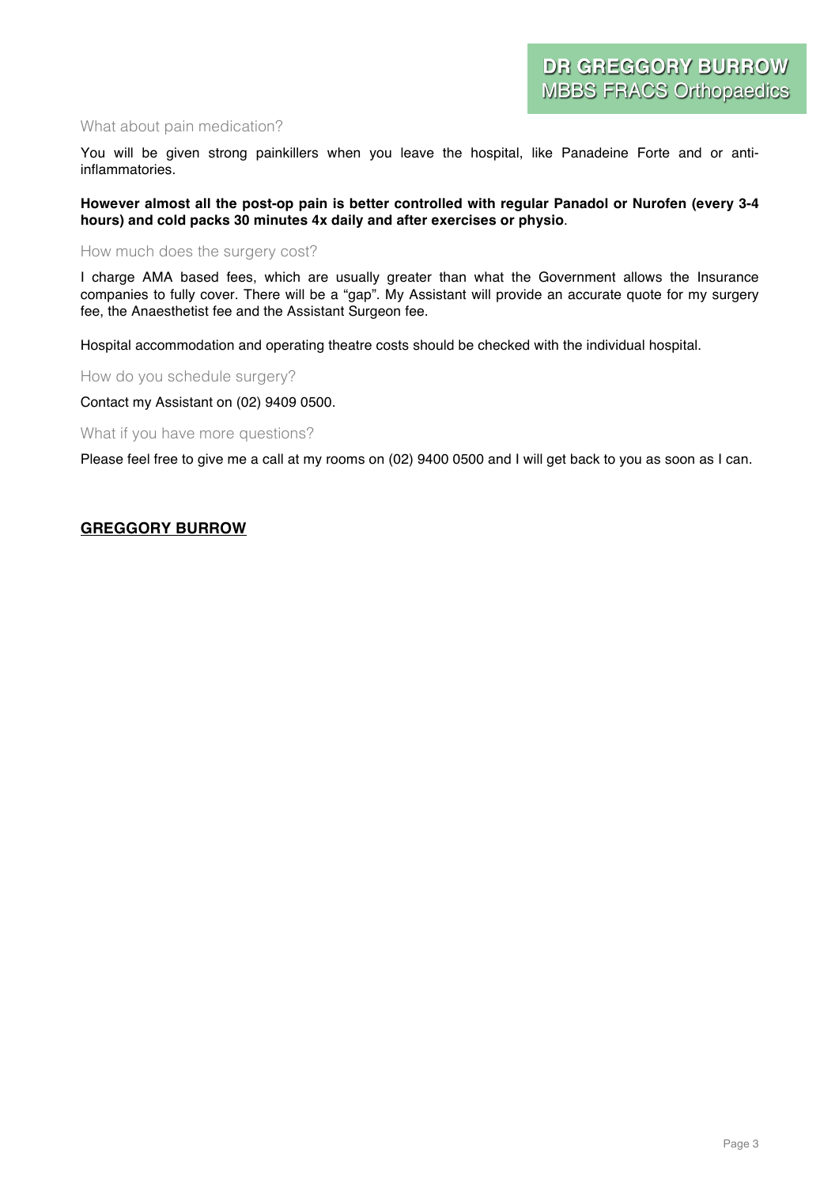### What about pain medication?

You will be given strong painkillers when you leave the hospital, like Panadeine Forte and or anti-inflammatories.

**However almost all the post-op pain is better controlled with regular Panadol or Nurofen (every 3-4 hours) and cold packs 30 minutes 4x daily and after exercises or physio**.

### How much does the surgery cost?

I charge AMA based fees, which are usually greater than what the Government allows the Insurance companies to fully cover. There will be a “gap”. My Assistant will provide an accurate quote for my surgery fee, the Anaesthetist fee and the Assistant Surgeon fee.

Hospital accommodation and operating theatre costs should be checked with the individual hospital.

### How do you schedule surgery?

Contact my Assistant on (02) 9409 0500.

### What if you have more questions?

Please feel free to give me a call at my rooms on (02) 9400 0500 and I will get back to you as soon as I can.

**GREGGORY BURROW**